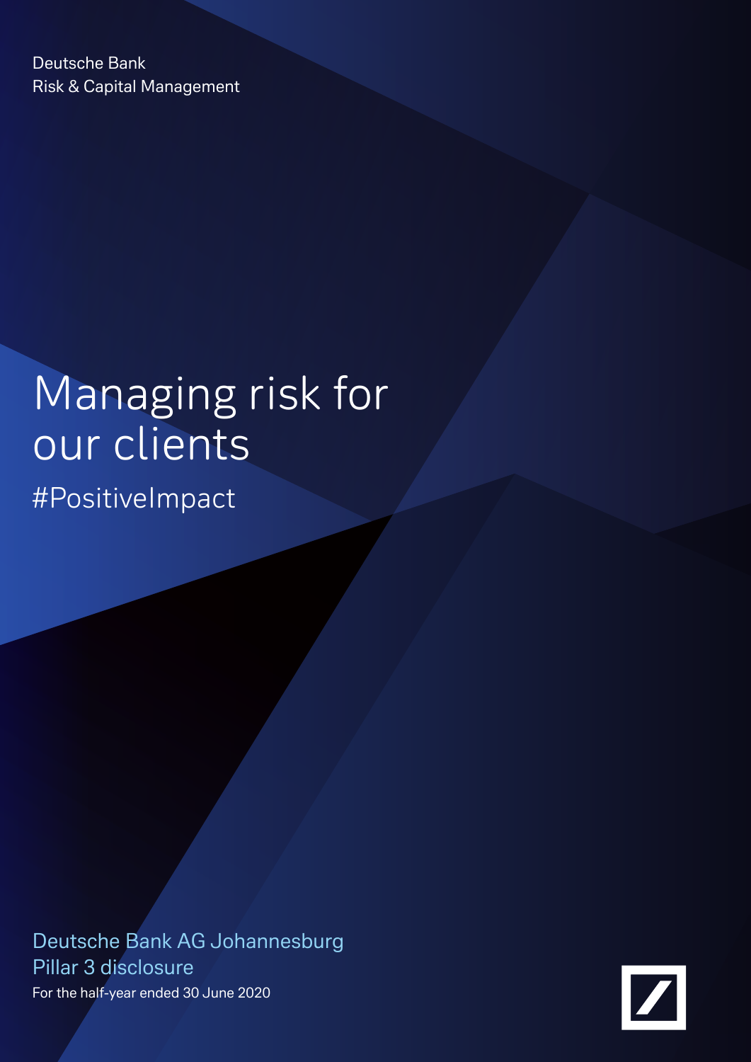Deutsche Bank
Risk & Capital Management

# Managing risk for our clients

#PositiveImpact

Deutsche Bank AG Johannesburg
Pillar 3 disclosure
For the half-year ended 30 June 2020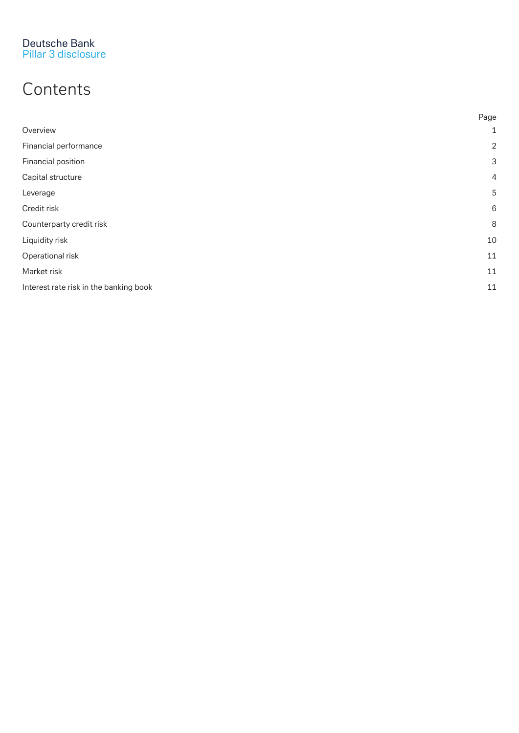Deutsche Bank
Pillar 3 disclosure

# Contents

| | Page |
|---|---|
| Overview | 1 |
| Financial performance | 2 |
| Financial position | 3 |
| Capital structure | 4 |
| Leverage | 5 |
| Credit risk | 6 |
| Counterparty credit risk | 8 |
| Liquidity risk | 10 |
| Operational risk | 11 |
| Market risk | 11 |
| Interest rate risk in the banking book | 11 |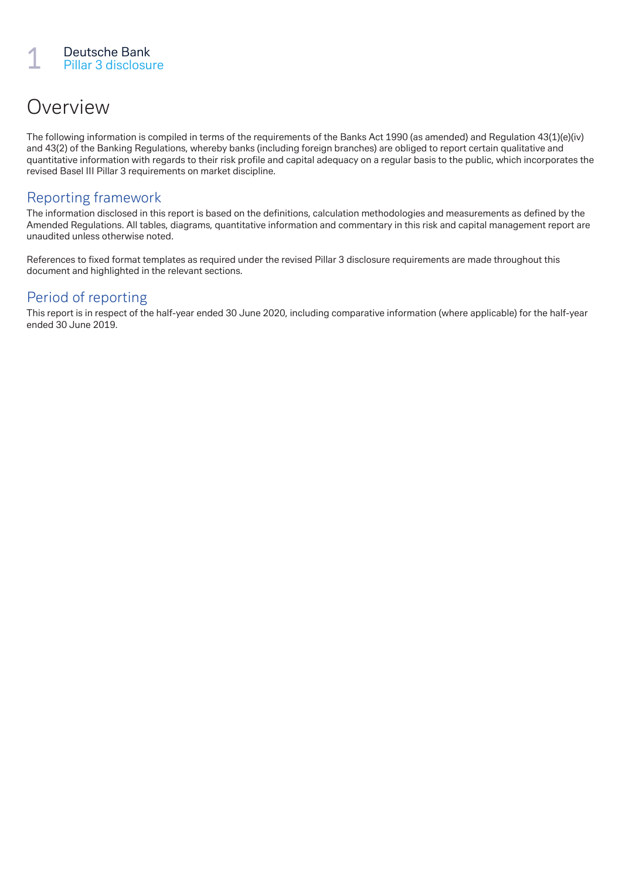# Overview

The following information is compiled in terms of the requirements of the Banks Act 1990 (as amended) and Regulation 43(1)(e)(iv) and 43(2) of the Banking Regulations, whereby banks (including foreign branches) are obliged to report certain qualitative and quantitative information with regards to their risk profile and capital adequacy on a regular basis to the public, which incorporates the revised Basel III Pillar 3 requirements on market discipline.

## Reporting framework

The information disclosed in this report is based on the definitions, calculation methodologies and measurements as defined by the Amended Regulations. All tables, diagrams, quantitative information and commentary in this risk and capital management report are unaudited unless otherwise noted.

References to fixed format templates as required under the revised Pillar 3 disclosure requirements are made throughout this document and highlighted in the relevant sections.

## Period of reporting

This report is in respect of the half-year ended 30 June 2020, including comparative information (where applicable) for the half-year ended 30 June 2019.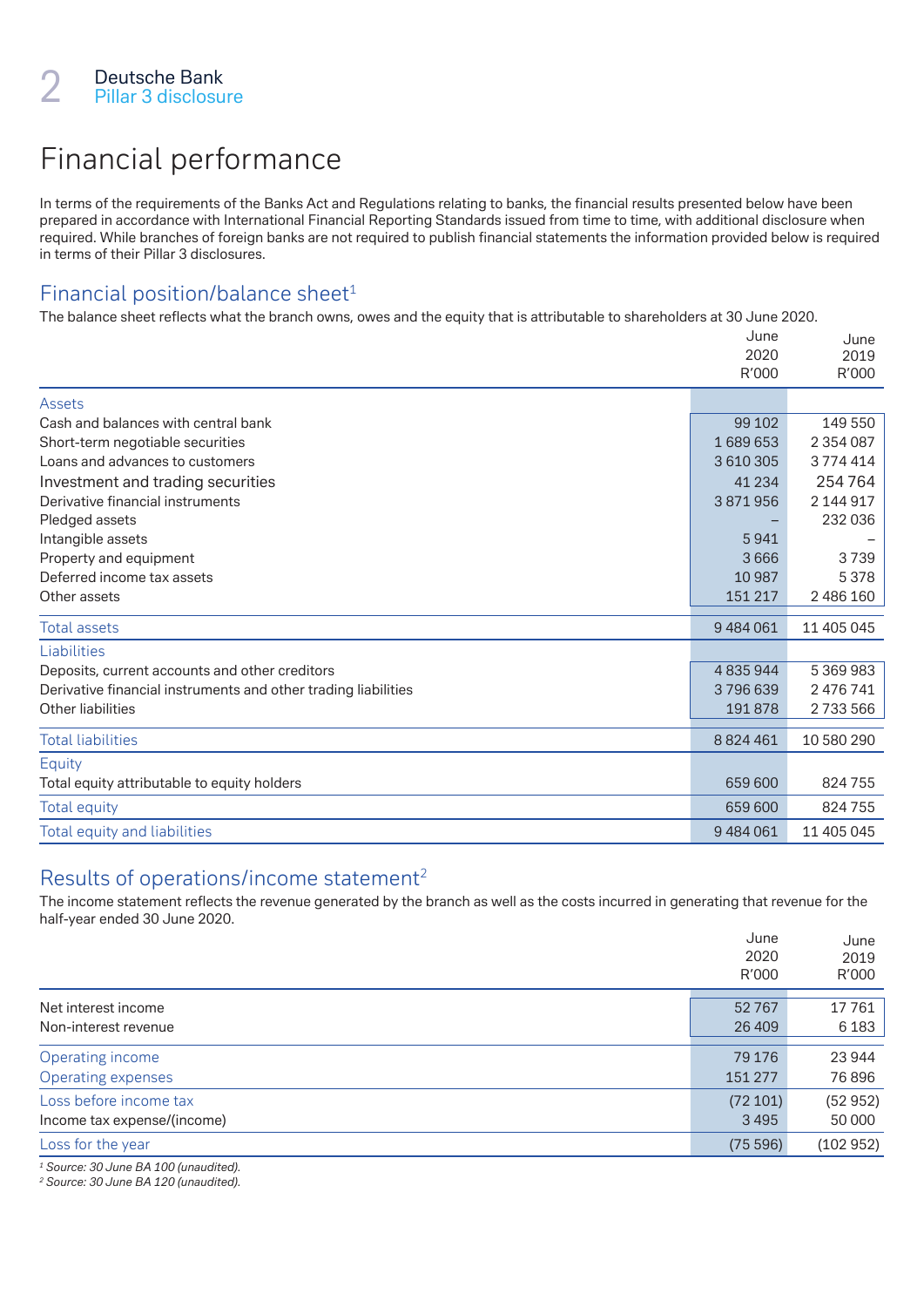# Financial performance

In terms of the requirements of the Banks Act and Regulations relating to banks, the financial results presented below have been prepared in accordance with International Financial Reporting Standards issued from time to time, with additional disclosure when required. While branches of foreign banks are not required to publish financial statements the information provided below is required in terms of their Pillar 3 disclosures.

## Financial position/balance sheet[1]

The balance sheet reflects what the branch owns, owes and the equity that is attributable to shareholders at 30 June 2020.

| | June 2020 R'000 | June 2019 R'000 |
|---|---|---|
| **Assets** | | |
| Cash and balances with central bank | 99 102 | 149 550 |
| Short-term negotiable securities | 1 689 653 | 2 354 087 |
| Loans and advances to customers | 3 610 305 | 3 774 414 |
| Investment and trading securities | 41 234 | 254 764 |
| Derivative financial instruments | 3 871 956 | 2 144 917 |
| Pledged assets | – | 232 036 |
| Intangible assets | 5 941 | – |
| Property and equipment | 3 666 | 3 739 |
| Deferred income tax assets | 10 987 | 5 378 |
| Other assets | 151 217 | 2 486 160 |
| **Total assets** | 9 484 061 | 11 405 045 |
| **Liabilities** | | |
| Deposits, current accounts and other creditors | 4 835 944 | 5 369 983 |
| Derivative financial instruments and other trading liabilities | 3 796 639 | 2 476 741 |
| Other liabilities | 191 878 | 2 733 566 |
| **Total liabilities** | 8 824 461 | 10 580 290 |
| **Equity** | | |
| Total equity attributable to equity holders | 659 600 | 824 755 |
| **Total equity** | 659 600 | 824 755 |
| **Total equity and liabilities** | 9 484 061 | 11 405 045 |

## Results of operations/income statement[2]

The income statement reflects the revenue generated by the branch as well as the costs incurred in generating that revenue for the half-year ended 30 June 2020.

| | June 2020 R'000 | June 2019 R'000 |
|---|---|---|
| Net interest income | 52 767 | 17 761 |
| Non-interest revenue | 26 409 | 6 183 |
| **Operating income** | 79 176 | 23 944 |
| **Operating expenses** | 151 277 | 76 896 |
| **Loss before income tax** | (72 101) | (52 952) |
| Income tax expense/(income) | 3 495 | 50 000 |
| **Loss for the year** | (75 596) | (102 952) |

*[1] Source: 30 June BA 100 (unaudited).*
*[2] Source: 30 June BA 120 (unaudited).*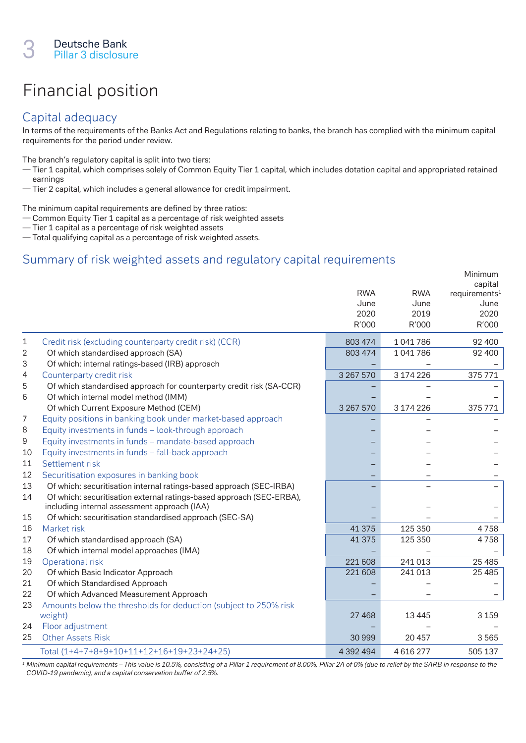# Financial position

## Capital adequacy

In terms of the requirements of the Banks Act and Regulations relating to banks, the branch has complied with the minimum capital requirements for the period under review.

The branch's regulatory capital is split into two tiers:

- Tier 1 capital, which comprises solely of Common Equity Tier 1 capital, which includes dotation capital and appropriated retained earnings
- Tier 2 capital, which includes a general allowance for credit impairment.

The minimum capital requirements are defined by three ratios:

- Common Equity Tier 1 capital as a percentage of risk weighted assets
- Tier 1 capital as a percentage of risk weighted assets
- Total qualifying capital as a percentage of risk weighted assets.

## Summary of risk weighted assets and regulatory capital requirements

| | | RWA June 2020 R'000 | RWA June 2019 R'000 | Minimum capital requirements[1] June 2020 R'000 |
|---|---|---|---|---|
| 1 | Credit risk (excluding counterparty credit risk) (CCR) | 803 474 | 1 041 786 | 92 400 |
| 2 | Of which standardised approach (SA) | 803 474 | 1 041 786 | 92 400 |
| 3 | Of which: internal ratings-based (IRB) approach | – | – | – |
| 4 | Counterparty credit risk | 3 267 570 | 3 174 226 | 375 771 |
| 5 | Of which standardised approach for counterparty credit risk (SA-CCR) | – | – | – |
| 6 | Of which internal model method (IMM) | – | – | – |
| | Of which Current Exposure Method (CEM) | 3 267 570 | 3 174 226 | 375 771 |
| 7 | Equity positions in banking book under market-based approach | – | – | – |
| 8 | Equity investments in funds – look-through approach | – | – | – |
| 9 | Equity investments in funds – mandate-based approach | – | – | – |
| 10 | Equity investments in funds – fall-back approach | – | – | – |
| 11 | Settlement risk | – | – | – |
| 12 | Securitisation exposures in banking book | – | – | – |
| 13 | Of which: securitisation internal ratings-based approach (SEC-IRBA) | – | – | – |
| 14 | Of which: securitisation external ratings-based approach (SEC-ERBA), including internal assessment approach (IAA) | – | – | – |
| 15 | Of which: securitisation standardised approach (SEC-SA) | – | – | – |
| 16 | Market risk | 41 375 | 125 350 | 4 758 |
| 17 | Of which standardised approach (SA) | 41 375 | 125 350 | 4 758 |
| 18 | Of which internal model approaches (IMA) | – | – | – |
| 19 | Operational risk | 221 608 | 241 013 | 25 485 |
| 20 | Of which Basic Indicator Approach | 221 608 | 241 013 | 25 485 |
| 21 | Of which Standardised Approach | – | – | – |
| 22 | Of which Advanced Measurement Approach | – | – | – |
| 23 | Amounts below the thresholds for deduction (subject to 250% risk weight) | 27 468 | 13 445 | 3 159 |
| 24 | Floor adjustment | – | – | – |
| 25 | Other Assets Risk | 30 999 | 20 457 | 3 565 |
| | Total (1+4+7+8+9+10+11+12+16+19+23+24+25) | 4 392 494 | 4 616 277 | 505 137 |

*[1] Minimum capital requirements – This value is 10.5%, consisting of a Pillar 1 requirement of 8.00%, Pillar 2A of 0% (due to relief by the SARB in response to the COVID-19 pandemic), and a capital conservation buffer of 2.5%.*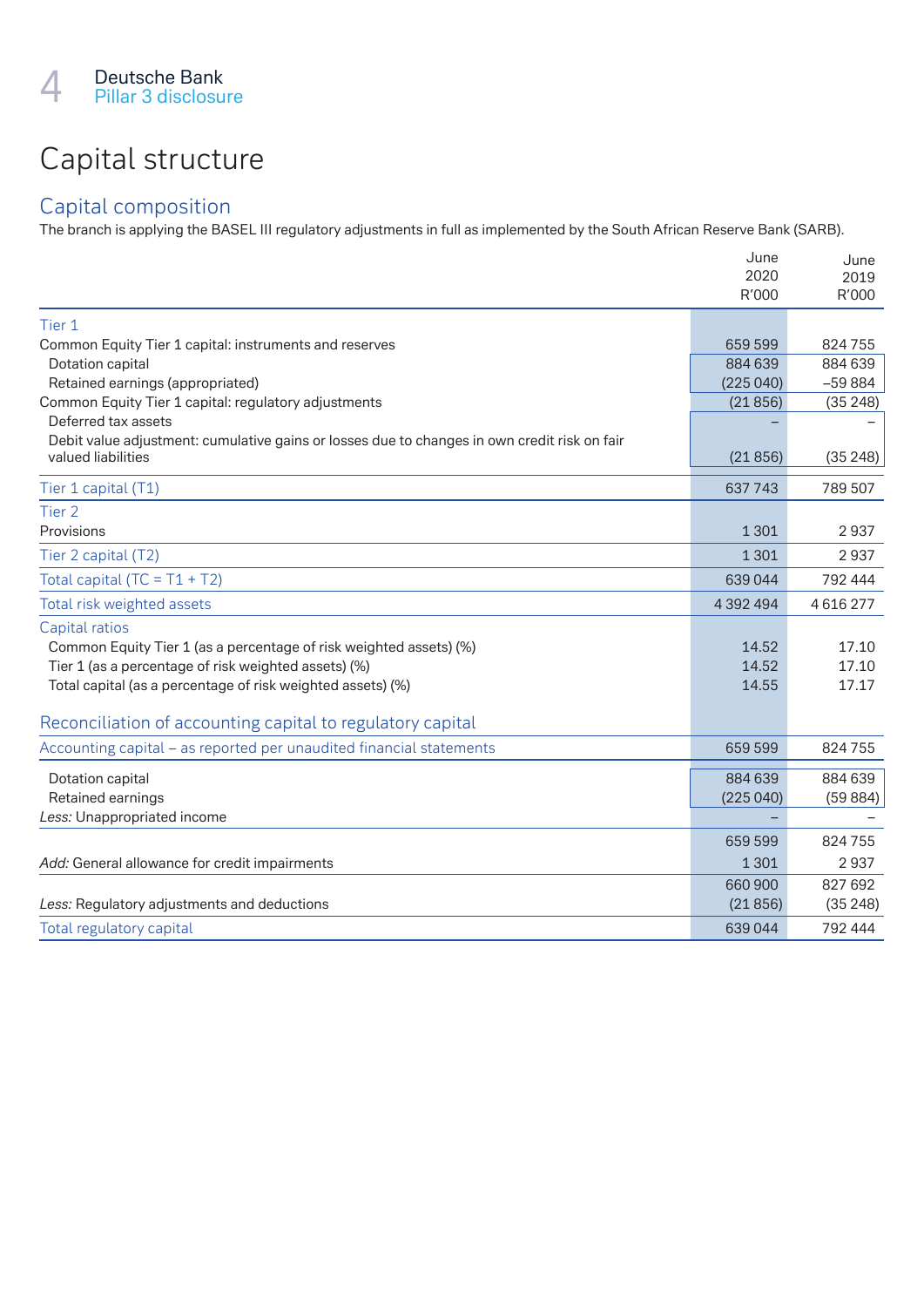# Capital structure

## Capital composition

The branch is applying the BASEL III regulatory adjustments in full as implemented by the South African Reserve Bank (SARB).

| | June 2020 R'000 | June 2019 R'000 |
|---|---|---|
| **Tier 1** | | |
| Common Equity Tier 1 capital: instruments and reserves | 659 599 | 824 755 |
| Dotation capital | 884 639 | 884 639 |
| Retained earnings (appropriated) | (225 040) | –59 884 |
| Common Equity Tier 1 capital: regulatory adjustments | (21 856) | (35 248) |
| Deferred tax assets | – | – |
| Debit value adjustment: cumulative gains or losses due to changes in own credit risk on fair valued liabilities | (21 856) | (35 248) |
| **Tier 1 capital (T1)** | 637 743 | 789 507 |
| **Tier 2** | | |
| Provisions | 1 301 | 2 937 |
| **Tier 2 capital (T2)** | 1 301 | 2 937 |
| **Total capital (TC = T1 + T2)** | 639 044 | 792 444 |
| **Total risk weighted assets** | 4 392 494 | 4 616 277 |
| **Capital ratios** | | |
| Common Equity Tier 1 (as a percentage of risk weighted assets) (%) | 14.52 | 17.10 |
| Tier 1 (as a percentage of risk weighted assets) (%) | 14.52 | 17.10 |
| Total capital (as a percentage of risk weighted assets) (%) | 14.55 | 17.17 |

## Reconciliation of accounting capital to regulatory capital

| | June 2020 R'000 | June 2019 R'000 |
|---|---|---|
| Accounting capital – as reported per unaudited financial statements | 659 599 | 824 755 |
| Dotation capital | 884 639 | 884 639 |
| Retained earnings | (225 040) | (59 884) |
| *Less:* Unappropriated income | – | – |
| | 659 599 | 824 755 |
| *Add:* General allowance for credit impairments | 1 301 | 2 937 |
| | 660 900 | 827 692 |
| *Less:* Regulatory adjustments and deductions | (21 856) | (35 248) |
| **Total regulatory capital** | 639 044 | 792 444 |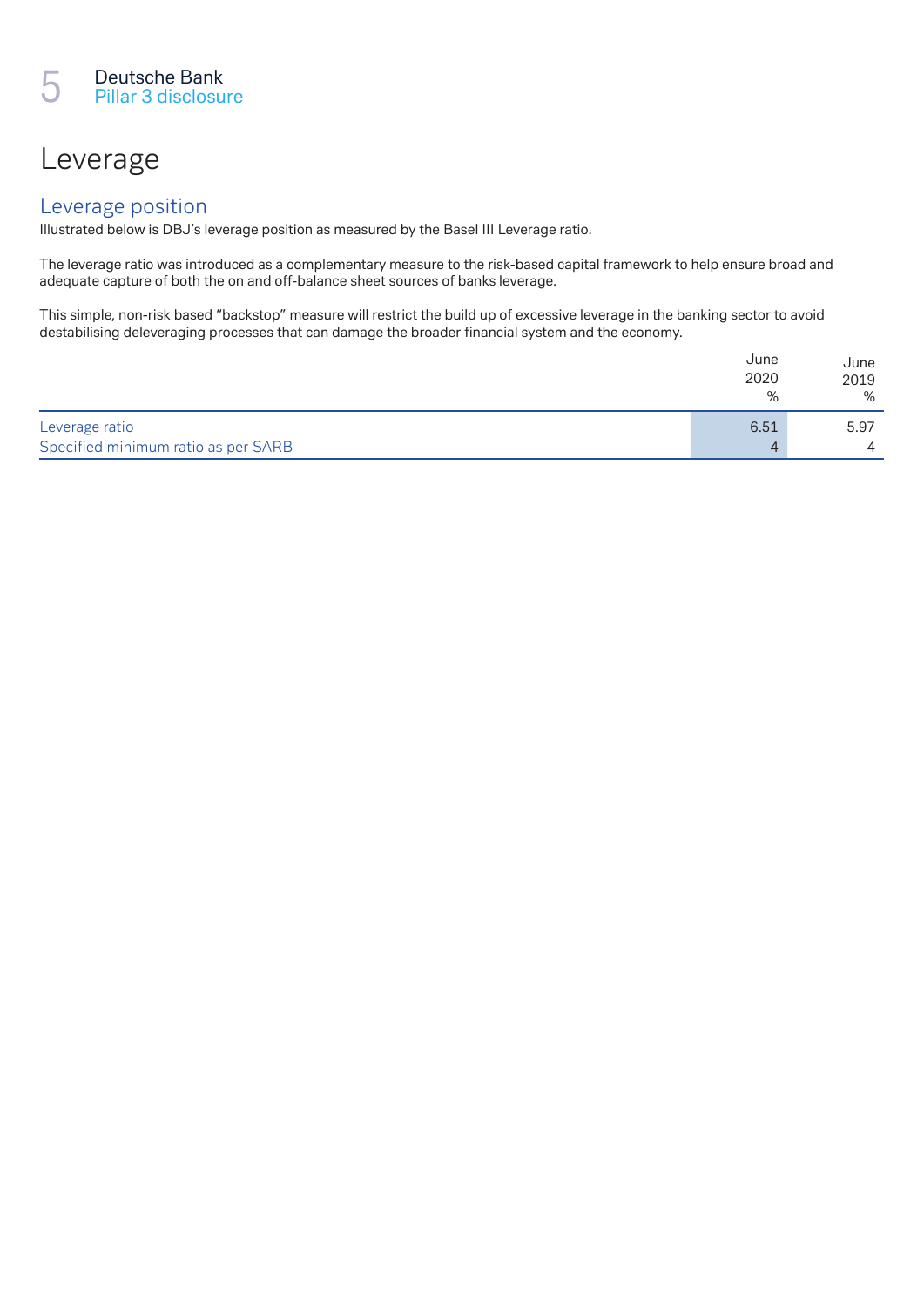# Leverage

## Leverage position

Illustrated below is DBJ's leverage position as measured by the Basel III Leverage ratio.

The leverage ratio was introduced as a complementary measure to the risk-based capital framework to help ensure broad and adequate capture of both the on and off-balance sheet sources of banks leverage.

This simple, non-risk based "backstop" measure will restrict the build up of excessive leverage in the banking sector to avoid destabilising deleveraging processes that can damage the broader financial system and the economy.

| | June 2020 % | June 2019 % |
|---|---|---|
| Leverage ratio | 6.51 | 5.97 |
| Specified minimum ratio as per SARB | 4 | 4 |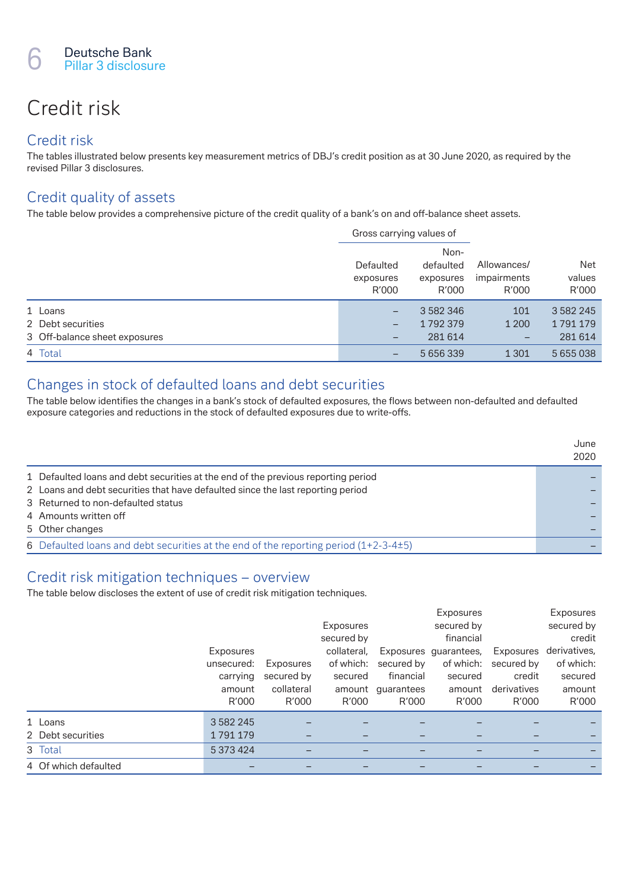# Credit risk

## Credit risk

The tables illustrated below presents key measurement metrics of DBJ's credit position as at 30 June 2020, as required by the revised Pillar 3 disclosures.

## Credit quality of assets

The table below provides a comprehensive picture of the credit quality of a bank's on and off-balance sheet assets.

| | Gross carrying values of | | | |
|---|---|---|---|---|
| | Defaulted exposures R'000 | Non-defaulted exposures R'000 | Allowances/ impairments R'000 | Net values R'000 |
| 1 Loans | – | 3 582 346 | 101 | 3 582 245 |
| 2 Debt securities | – | 1 792 379 | 1 200 | 1 791 179 |
| 3 Off-balance sheet exposures | – | 281 614 | – | 281 614 |
| 4 Total | – | 5 656 339 | 1 301 | 5 655 038 |

## Changes in stock of defaulted loans and debt securities

The table below identifies the changes in a bank's stock of defaulted exposures, the flows between non-defaulted and defaulted exposure categories and reductions in the stock of defaulted exposures due to write-offs.

| | June 2020 |
|---|---|
| 1 Defaulted loans and debt securities at the end of the previous reporting period | – |
| 2 Loans and debt securities that have defaulted since the last reporting period | – |
| 3 Returned to non-defaulted status | – |
| 4 Amounts written off | – |
| 5 Other changes | – |
| 6 Defaulted loans and debt securities at the end of the reporting period (1+2-3-4±5) | – |

## Credit risk mitigation techniques – overview

The table below discloses the extent of use of credit risk mitigation techniques.

| | Exposures unsecured: carrying amount R'000 | Exposures secured by collateral R'000 | Exposures secured by collateral, of which: secured amount R'000 | Exposures secured by financial guarantees R'000 | Exposures secured by financial guarantees, of which: secured amount R'000 | Exposures secured by credit derivatives R'000 | Exposures secured by credit derivatives, of which: secured amount R'000 |
|---|---|---|---|---|---|---|---|
| 1 Loans | 3 582 245 | – | – | – | – | – | – |
| 2 Debt securities | 1 791 179 | – | – | – | – | – | – |
| 3 Total | 5 373 424 | – | – | – | – | – | – |
| 4 Of which defaulted | – | – | – | – | – | – | – |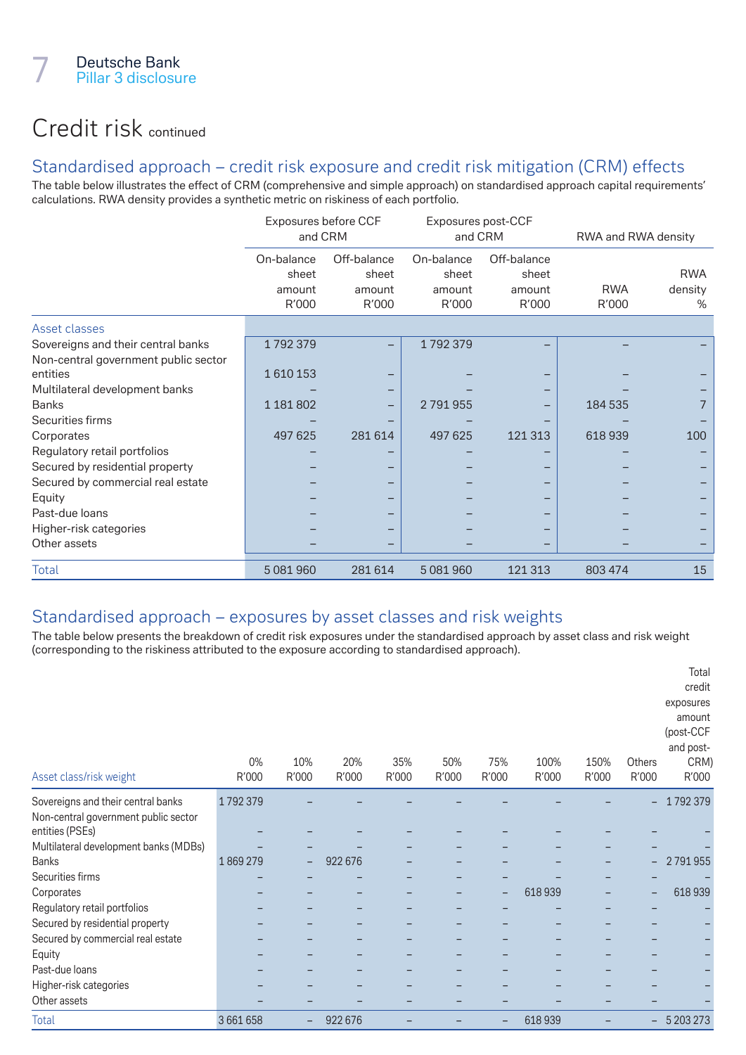# Credit risk continued

## Standardised approach – credit risk exposure and credit risk mitigation (CRM) effects

The table below illustrates the effect of CRM (comprehensive and simple approach) on standardised approach capital requirements' calculations. RWA density provides a synthetic metric on riskiness of each portfolio.

| | Exposures before CCF and CRM | | Exposures post-CCF and CRM | | RWA and RWA density | |
|---|---|---|---|---|---|---|
| | On-balance sheet amount R'000 | Off-balance sheet amount R'000 | On-balance sheet amount R'000 | Off-balance sheet amount R'000 | RWA R'000 | RWA density % |
| **Asset classes** | | | | | | |
| Sovereigns and their central banks | 1 792 379 | – | 1 792 379 | – | – | – |
| Non-central government public sector entities | 1 610 153 | – | – | – | – | – |
| Multilateral development banks | – | – | – | – | – | – |
| Banks | 1 181 802 | – | 2 791 955 | – | 184 535 | 7 |
| Securities firms | – | – | – | – | – | – |
| Corporates | 497 625 | 281 614 | 497 625 | 121 313 | 618 939 | 100 |
| Regulatory retail portfolios | – | – | – | – | – | – |
| Secured by residential property | – | – | – | – | – | – |
| Secured by commercial real estate | – | – | – | – | – | – |
| Equity | – | – | – | – | – | – |
| Past-due loans | – | – | – | – | – | – |
| Higher-risk categories | – | – | – | – | – | – |
| Other assets | – | – | – | – | – | – |
| **Total** | 5 081 960 | 281 614 | 5 081 960 | 121 313 | 803 474 | 15 |

## Standardised approach – exposures by asset classes and risk weights

The table below presents the breakdown of credit risk exposures under the standardised approach by asset class and risk weight (corresponding to the riskiness attributed to the exposure according to standardised approach).

| Asset class/risk weight | 0% R'000 | 10% R'000 | 20% R'000 | 35% R'000 | 50% R'000 | 75% R'000 | 100% R'000 | 150% R'000 | Others R'000 | Total credit exposures amount (post-CCF and post-CRM) R'000 |
|---|---|---|---|---|---|---|---|---|---|---|
| Sovereigns and their central banks | 1 792 379 | – | – | – | – | – | – | – | – | 1 792 379 |
| Non-central government public sector entities (PSEs) | – | – | – | – | – | – | – | – | – | – |
| Multilateral development banks (MDBs) | – | – | – | – | – | – | – | – | – | – |
| Banks | 1 869 279 | – | 922 676 | – | – | – | – | – | – | 2 791 955 |
| Securities firms | – | – | – | – | – | – | – | – | – | – |
| Corporates | – | – | – | – | – | – | 618 939 | – | – | 618 939 |
| Regulatory retail portfolios | – | – | – | – | – | – | – | – | – | – |
| Secured by residential property | – | – | – | – | – | – | – | – | – | – |
| Secured by commercial real estate | – | – | – | – | – | – | – | – | – | – |
| Equity | – | – | – | – | – | – | – | – | – | – |
| Past-due loans | – | – | – | – | – | – | – | – | – | – |
| Higher-risk categories | – | – | – | – | – | – | – | – | – | – |
| Other assets | – | – | – | – | – | – | – | – | – | – |
| **Total** | 3 661 658 | – | 922 676 | – | – | – | 618 939 | – | – | 5 203 273 |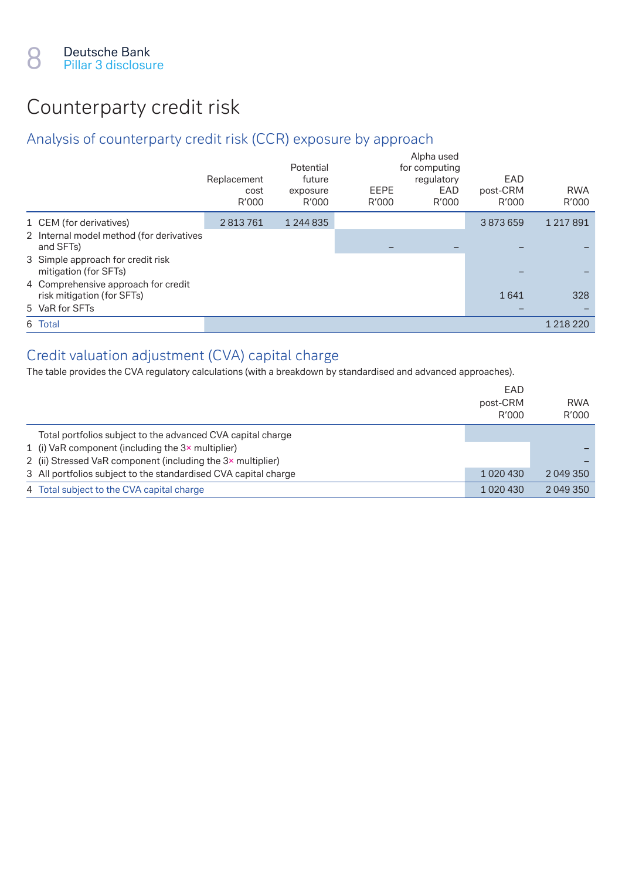# Counterparty credit risk

## Analysis of counterparty credit risk (CCR) exposure by approach

| | Replacement cost R'000 | Potential future exposure R'000 | EEPE R'000 | Alpha used for computing regulatory EAD R'000 | EAD post-CRM R'000 | RWA R'000 |
|---|---|---|---|---|---|---|
| 1 CEM (for derivatives) | 2 813 761 | 1 244 835 | | | 3 873 659 | 1 217 891 |
| 2 Internal model method (for derivatives and SFTs) | | | – | – | – | – |
| 3 Simple approach for credit risk mitigation (for SFTs) | | | | | – | – |
| 4 Comprehensive approach for credit risk mitigation (for SFTs) | | | | | 1 641 | 328 |
| 5 VaR for SFTs | | | | | – | – |
| 6 Total | | | | | | 1 218 220 |

## Credit valuation adjustment (CVA) capital charge

The table provides the CVA regulatory calculations (with a breakdown by standardised and advanced approaches).

| | EAD post-CRM R'000 | RWA R'000 |
|---|---|---|
| Total portfolios subject to the advanced CVA capital charge | | |
| 1 (i) VaR component (including the 3× multiplier) | | – |
| 2 (ii) Stressed VaR component (including the 3× multiplier) | | – |
| 3 All portfolios subject to the standardised CVA capital charge | 1 020 430 | 2 049 350 |
| 4 Total subject to the CVA capital charge | 1 020 430 | 2 049 350 |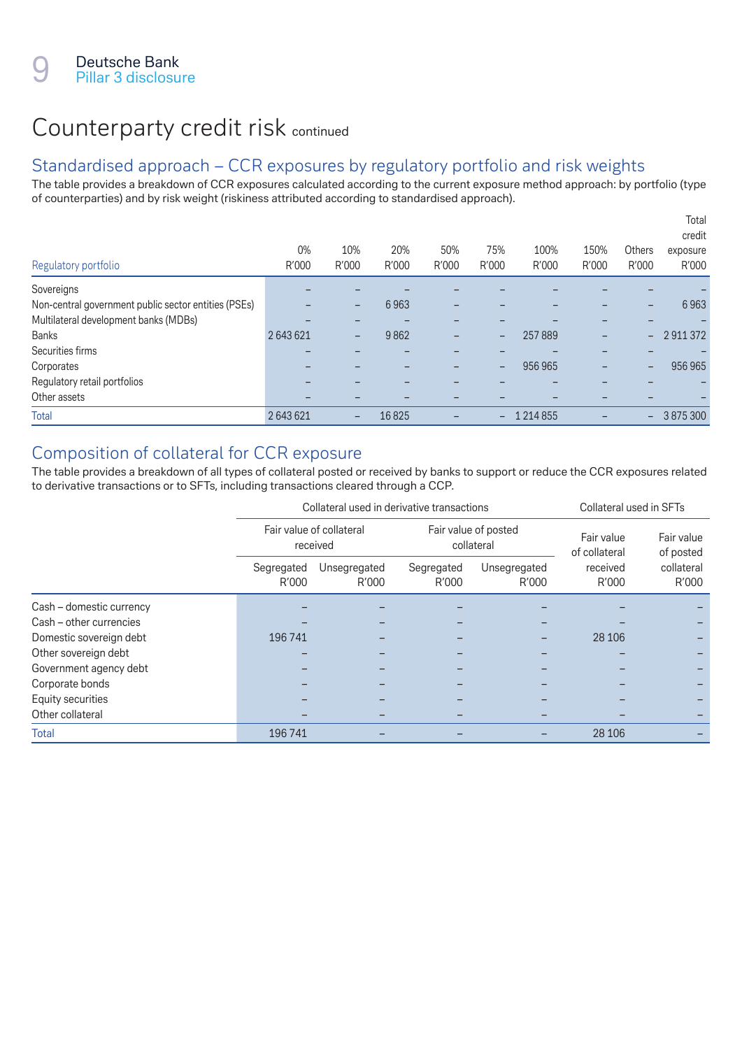# Counterparty credit risk continued

## Standardised approach – CCR exposures by regulatory portfolio and risk weights

The table provides a breakdown of CCR exposures calculated according to the current exposure method approach: by portfolio (type of counterparties) and by risk weight (riskiness attributed according to standardised approach).

| Regulatory portfolio | 0% R'000 | 10% R'000 | 20% R'000 | 50% R'000 | 75% R'000 | 100% R'000 | 150% R'000 | Others R'000 | Total credit exposure R'000 |
|---|---|---|---|---|---|---|---|---|---|
| Sovereigns | – | – | – | – | – | – | – | – | – |
| Non-central government public sector entities (PSEs) | – | – | 6 963 | – | – | – | – | – | 6 963 |
| Multilateral development banks (MDBs) | – | – | – | – | – | – | – | – | – |
| Banks | 2 643 621 | – | 9 862 | – | – | 257 889 | – | – | 2 911 372 |
| Securities firms | – | – | – | – | – | – | – | – | – |
| Corporates | – | – | – | – | – | 956 965 | – | – | 956 965 |
| Regulatory retail portfolios | – | – | – | – | – | – | – | – | – |
| Other assets | – | – | – | – | – | – | – | – | – |
| Total | 2 643 621 | – | 16 825 | – | – | 1 214 855 | – | – | 3 875 300 |

## Composition of collateral for CCR exposure

The table provides a breakdown of all types of collateral posted or received by banks to support or reduce the CCR exposures related to derivative transactions or to SFTs, including transactions cleared through a CCP.

| | Collateral used in derivative transactions | | | | Collateral used in SFTs | |
|---|---|---|---|---|---|---|
| | Fair value of collateral received | | Fair value of posted collateral | | Fair value of collateral received | Fair value of posted collateral |
| | Segregated R'000 | Unsegregated R'000 | Segregated R'000 | Unsegregated R'000 | R'000 | R'000 |
| Cash – domestic currency | – | – | – | – | – | – |
| Cash – other currencies | – | – | – | – | – | – |
| Domestic sovereign debt | 196 741 | – | – | – | 28 106 | – |
| Other sovereign debt | – | – | – | – | – | – |
| Government agency debt | – | – | – | – | – | – |
| Corporate bonds | – | – | – | – | – | – |
| Equity securities | – | – | – | – | – | – |
| Other collateral | – | – | – | – | – | – |
| Total | 196 741 | – | – | – | 28 106 | – |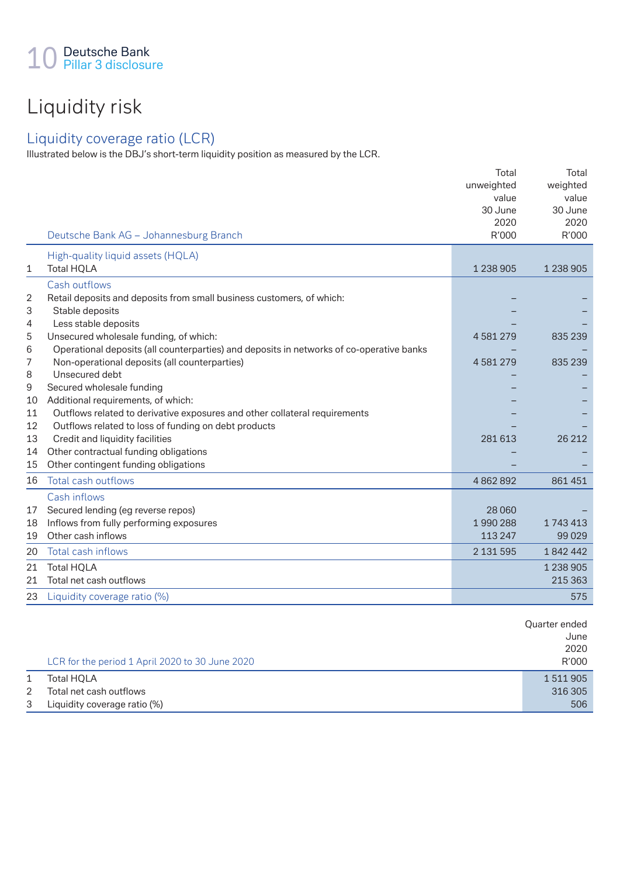# Liquidity risk

## Liquidity coverage ratio (LCR)

Illustrated below is the DBJ's short-term liquidity position as measured by the LCR.

| | Deutsche Bank AG – Johannesburg Branch | Total unweighted value 30 June 2020 R'000 | Total weighted value 30 June 2020 R'000 |
|---|---|---|---|
| | **High-quality liquid assets (HQLA)** | | |
| 1 | Total HQLA | 1 238 905 | 1 238 905 |
| | **Cash outflows** | | |
| 2 | Retail deposits and deposits from small business customers, of which: | – | – |
| 3 | Stable deposits | – | – |
| 4 | Less stable deposits | – | – |
| 5 | Unsecured wholesale funding, of which: | 4 581 279 | 835 239 |
| 6 | Operational deposits (all counterparties) and deposits in networks of co-operative banks | – | – |
| 7 | Non-operational deposits (all counterparties) | 4 581 279 | 835 239 |
| 8 | Unsecured debt | – | – |
| 9 | Secured wholesale funding | – | – |
| 10 | Additional requirements, of which: | – | – |
| 11 | Outflows related to derivative exposures and other collateral requirements | – | – |
| 12 | Outflows related to loss of funding on debt products | – | – |
| 13 | Credit and liquidity facilities | 281 613 | 26 212 |
| 14 | Other contractual funding obligations | – | – |
| 15 | Other contingent funding obligations | – | – |
| 16 | Total cash outflows | 4 862 892 | 861 451 |
| | **Cash inflows** | | |
| 17 | Secured lending (eg reverse repos) | 28 060 | – |
| 18 | Inflows from fully performing exposures | 1 990 288 | 1 743 413 |
| 19 | Other cash inflows | 113 247 | 99 029 |
| 20 | Total cash inflows | 2 131 595 | 1 842 442 |
| 21 | Total HQLA | | 1 238 905 |
| 21 | Total net cash outflows | | 215 363 |
| 23 | Liquidity coverage ratio (%) | | 575 |

| | LCR for the period 1 April 2020 to 30 June 2020 | Quarter ended June 2020 R'000 |
|---|---|---|
| 1 | Total HQLA | 1 511 905 |
| 2 | Total net cash outflows | 316 305 |
| 3 | Liquidity coverage ratio (%) | 506 |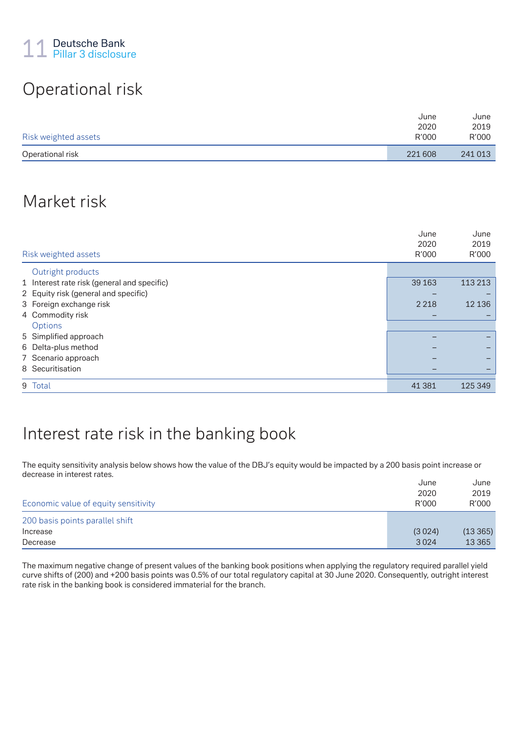## Operational risk

| Risk weighted assets | June 2020 R'000 | June 2019 R'000 |
|---|---|---|
| Operational risk | 221 608 | 241 013 |

## Market risk

| Risk weighted assets | June 2020 R'000 | June 2019 R'000 |
|---|---|---|
| **Outright products** | | |
| 1 Interest rate risk (general and specific) | 39 163 | 113 213 |
| 2 Equity risk (general and specific) | – | – |
| 3 Foreign exchange risk | 2 218 | 12 136 |
| 4 Commodity risk | – | – |
| **Options** | | |
| 5 Simplified approach | – | – |
| 6 Delta-plus method | – | – |
| 7 Scenario approach | – | – |
| 8 Securitisation | – | – |
| 9 Total | 41 381 | 125 349 |

## Interest rate risk in the banking book

The equity sensitivity analysis below shows how the value of the DBJ's equity would be impacted by a 200 basis point increase or decrease in interest rates.

| Economic value of equity sensitivity | June 2020 R'000 | June 2019 R'000 |
|---|---|---|
| **200 basis points parallel shift** | | |
| Increase | (3 024) | (13 365) |
| Decrease | 3 024 | 13 365 |

The maximum negative change of present values of the banking book positions when applying the regulatory required parallel yield curve shifts of (200) and +200 basis points was 0.5% of our total regulatory capital at 30 June 2020. Consequently, outright interest rate risk in the banking book is considered immaterial for the branch.